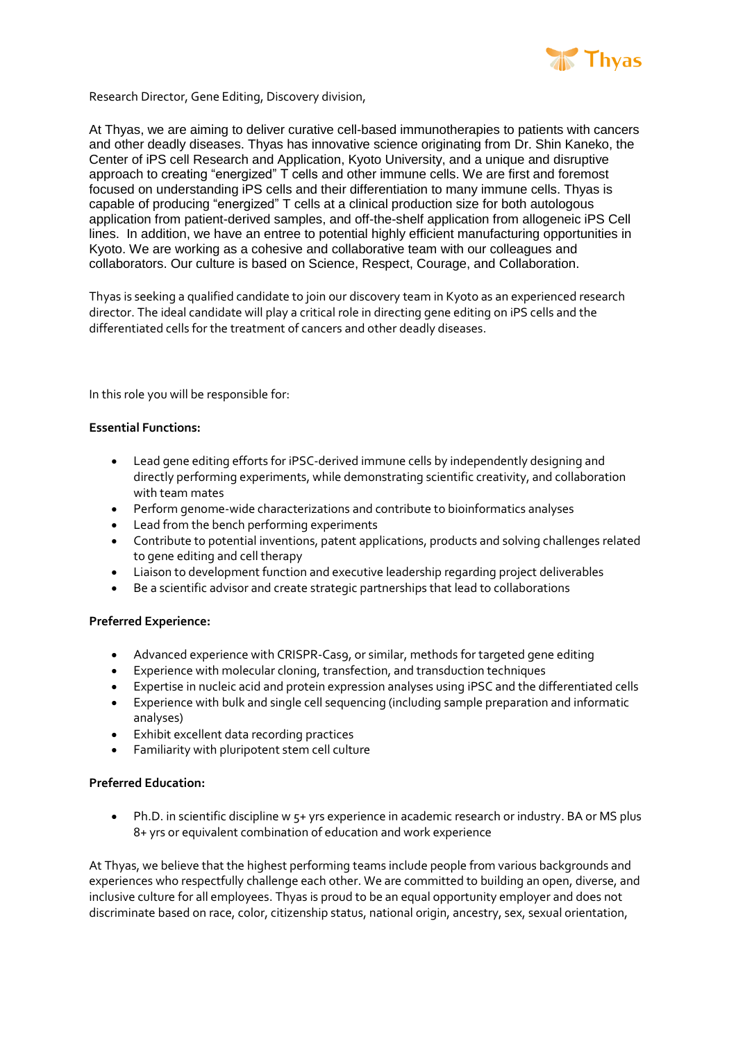Thyas

Research Director, Gene Editing, Discovery division,

At Thyas, we are aiming to deliver curative cell-based immunotherapies to patients with cancers and other deadly diseases. Thyas has innovative science originating from Dr. Shin Kaneko, the Center of iPS cell Research and Application, Kyoto University, and a unique and disruptive approach to creating "energized" T cells and other immune cells. We are first and foremost focused on understanding iPS cells and their differentiation to many immune cells. Thyas is capable of producing "energized" T cells at a clinical production size for both autologous application from patient-derived samples, and off-the-shelf application from allogeneic iPS Cell lines. In addition, we have an entree to potential highly efficient manufacturing opportunities in Kyoto. We are working as a cohesive and collaborative team with our colleagues and collaborators. Our culture is based on Science, Respect, Courage, and Collaboration.

Thyas is seeking a qualified candidate to join our discovery team in Kyoto as an experienced research director. The ideal candidate will play a critical role in directing gene editing on iPS cells and the differentiated cells for the treatment of cancers and other deadly diseases.

In this role you will be responsible for:

**Essential Functions:**

- Lead gene editing efforts for iPSC-derived immune cells by independently designing and directly performing experiments, while demonstrating scientific creativity, and collaboration with team mates
- Perform genome-wide characterizations and contribute to bioinformatics analyses
- Lead from the bench performing experiments
- Contribute to potential inventions, patent applications, products and solving challenges related to gene editing and cell therapy
- Liaison to development function and executive leadership regarding project deliverables
- Be a scientific advisor and create strategic partnerships that lead to collaborations

**Preferred Experience:**

- Advanced experience with CRISPR-Cas9, or similar, methods for targeted gene editing
- Experience with molecular cloning, transfection, and transduction techniques
- Expertise in nucleic acid and protein expression analyses using iPSC and the differentiated cells
- Experience with bulk and single cell sequencing (including sample preparation and informatic analyses)
- Exhibit excellent data recording practices
- Familiarity with pluripotent stem cell culture

**Preferred Education:**

- Ph.D. in scientific discipline w 5+ yrs experience in academic research or industry. BA or MS plus 8+ yrs or equivalent combination of education and work experience

At Thyas, we believe that the highest performing teams include people from various backgrounds and experiences who respectfully challenge each other. We are committed to building an open, diverse, and inclusive culture for all employees. Thyas is proud to be an equal opportunity employer and does not discriminate based on race, color, citizenship status, national origin, ancestry, sex, sexual orientation,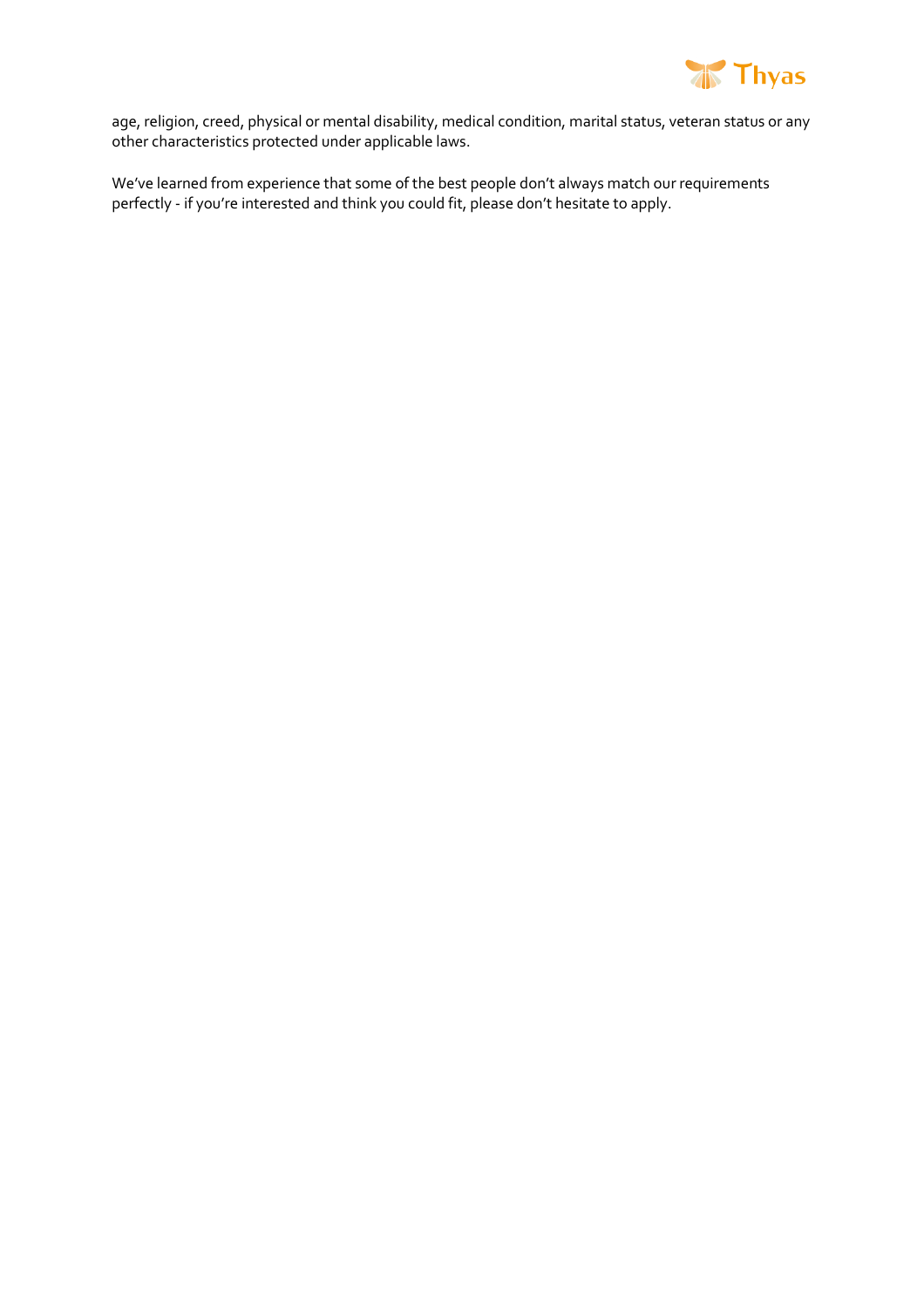age, religion, creed, physical or mental disability, medical condition, marital status, veteran status or any other characteristics protected under applicable laws.

We've learned from experience that some of the best people don't always match our requirements perfectly - if you're interested and think you could fit, please don't hesitate to apply.